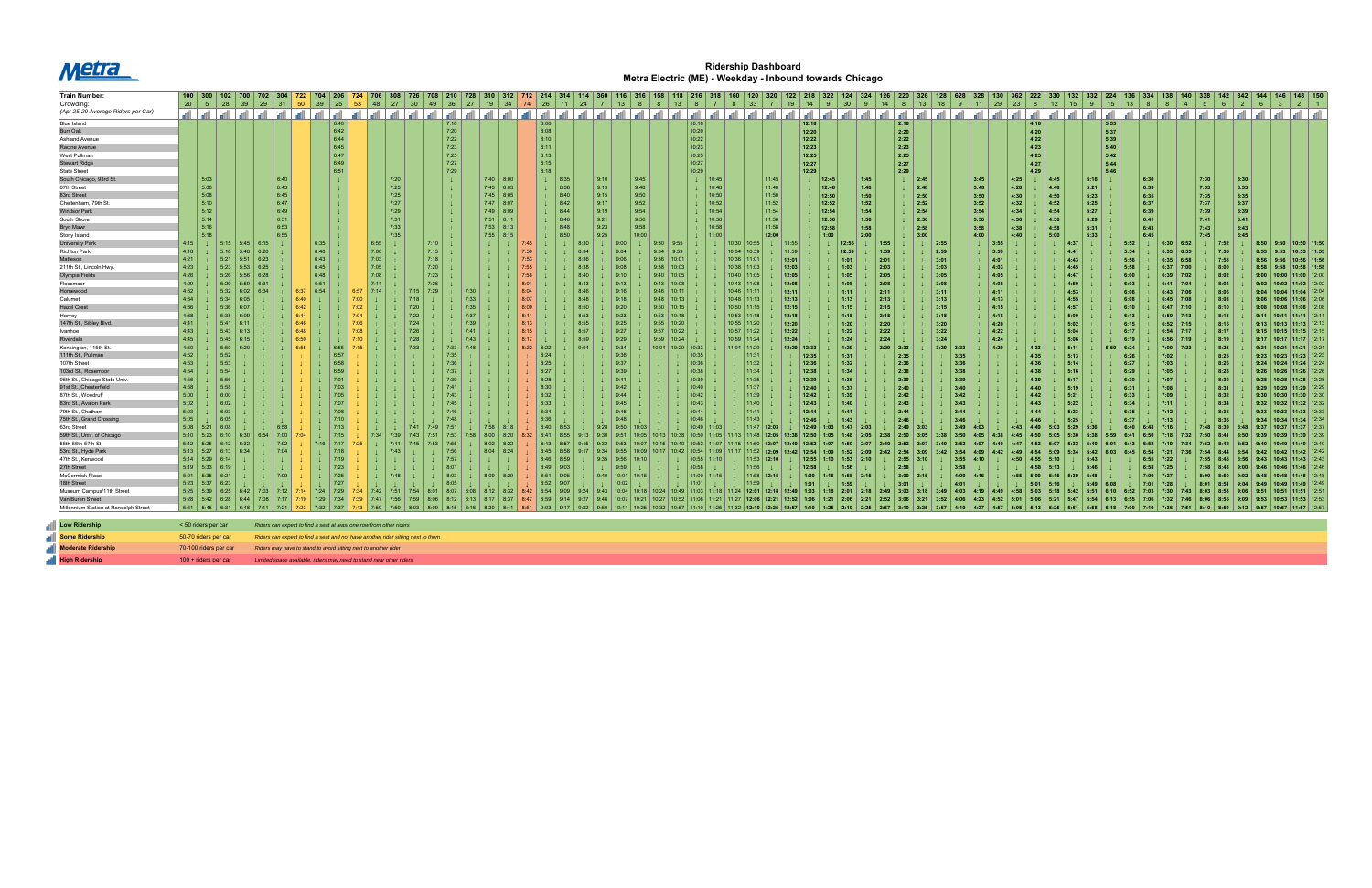![Metra logo]

# Ridership Dashboard

## Metra Electric (ME) - Weekday - Inbound towards Chicago

| Train Number: | 100 | 300 | 102 | 700 | 702 | 304 | 722 | 704 | 206 | 724 | 706 | 308 | 726 | 708 | 210 | 728 | 310 | 312 | 712 | 214 | 314 | 114 | 360 | 116 | 316 | 158 | 118 | 216 | 318 | 160 | 120 | 320 | 122 | 218 | 322 | 124 | 324 | 126 | 220 | 326 | 128 | 628 | 328 | 130 | 362 | 222 | 330 | 132 | 332 | 224 | 136 | 334 | 138 | 140 | 338 | 142 | 342 | 144 | 146 | 148 | 150 |
|---|---|---|---|---|---|---|---|---|---|---|---|---|---|---|---|---|---|---|---|---|---|---|---|---|---|---|---|---|---|---|---|---|---|---|---|---|---|---|---|---|---|---|---|---|---|---|---|---|---|---|---|---|---|---|---|---|---|---|---|---|---|
| Crowding: (Apr 25-29 Average Riders per Car) | 20 | 5 | 28 | 39 | 29 | 31 | 50 | 39 | 25 | 53 | 48 | 27 | 30 | 49 | 36 | 27 | 19 | 34 | 74 | 26 | 11 | 24 | 7 | 13 | 8 | 8 | 13 | 8 | 7 | 8 | 33 | 7 | 19 | 14 | 9 | 30 | 9 | 14 | 8 | 13 | 18 | 9 | 11 | 29 | 23 | 8 | 12 | 15 | 9 | 15 | 13 | 8 | 8 | 4 | 5 | 6 | 2 | 6 | 3 | 2 | 1 |
| Blue Island | | | | | | | | | 6:40 | | | | | | 7:18 | | | | | 8:06 | | | | | | | | 10:18 | | | | | | 12:18 | | | | | 2:18 | | | | | | | 4:18 | | | | 5:35 | | | | | | | | | | | |
| Burr Oak | | | | | | | | | 6:42 | | | | | | 7:20 | | | | | 8:08 | | | | | | | | 10:20 | | | | | | 12:20 | | | | | 2:20 | | | | | | | 4:20 | | | | 5:37 | | | | | | | | | | | |
| Ashland Avenue | | | | | | | | | 6:44 | | | | | | 7:22 | | | | | 8:10 | | | | | | | | 10:22 | | | | | | 12:22 | | | | | 2:22 | | | | | | | 4:22 | | | | 5:39 | | | | | | | | | | | |
| Racine Avenue | | | | | | | | | 6:45 | | | | | | 7:23 | | | | | 8:11 | | | | | | | | 10:23 | | | | | | 12:23 | | | | | 2:23 | | | | | | | 4:23 | | | | 5:40 | | | | | | | | | | | |
| West Pullman | | | | | | | | | 6:47 | | | | | | 7:25 | | | | | 8:13 | | | | | | | | 10:25 | | | | | | 12:25 | | | | | 2:25 | | | | | | | 4:25 | | | | 5:42 | | | | | | | | | | | |
| Stewart Ridge | | | | | | | | | 6:49 | | | | | | 7:27 | | | | | 8:15 | | | | | | | | 10:27 | | | | | | 12:27 | | | | | 2:27 | | | | | | | 4:27 | | | | 5:44 | | | | | | | | | | | |
| State Street | | | | | | | | | 6:51 | | | | | | 7:29 | | | | | 8:18 | | | | | | | | 10:29 | | | | | | 12:29 | | | | | 2:29 | | | | | | | 4:29 | | | | 5:46 | | | | | | | | | | | |
| South Chicago, 93rd St. | | 5:03 | | | | 6:40 | | | ↓ | | | 7:20 | | | ↓ | | 7:40 | 8:00 | | ↓ | 8:35 | | 9:10 | | 9:45 | | | ↓ | 10:45 | | | 11:45 | | ↓ | 12:45 | | 1:45 | | ↓ | 2:45 | | | 3:45 | | 4:25 | ↓ | 4:45 | | 5:18 | ↓ | | 6:30 | | | 7:30 | | 8:30 | | | | |
| 87th Street | | 5:06 | | | | 6:43 | | | ↓ | | | 7:23 | | | ↓ | | 7:43 | 8:03 | | ↓ | 8:38 | | 9:13 | | 9:48 | | | ↓ | 10:48 | | | 11:48 | | ↓ | 12:48 | | 1:48 | | ↓ | 2:48 | | | 3:48 | | 4:28 | ↓ | 4:48 | | 5:21 | ↓ | | 6:33 | | | 7:33 | | 8:33 | | | | |
| 83rd Street | | 5:08 | | | | 6:45 | | | ↓ | | | 7:25 | | | ↓ | | 7:45 | 8:05 | | ↓ | 8:40 | | 9:15 | | 9:50 | | | ↓ | 10:50 | | | 11:50 | | ↓ | 12:50 | | 1:50 | | ↓ | 2:50 | | | 3:50 | | 4:30 | ↓ | 4:50 | | 5:23 | ↓ | | 6:35 | | | 7:35 | | 8:35 | | | | |
| Cheltenham, 79th St. | | 5:10 | | | | 6:47 | | | ↓ | | | 7:27 | | | ↓ | | 7:47 | 8:07 | | ↓ | 8:42 | | 9:17 | | 9:52 | | | ↓ | 10:52 | | | 11:52 | | ↓ | 12:52 | | 1:52 | | ↓ | 2:52 | | | 3:52 | | 4:32 | ↓ | 4:52 | | 5:25 | ↓ | | 6:37 | | | 7:37 | | 8:37 | | | | |
| Windsor Park | | 5:12 | | | | 6:49 | | | ↓ | | | 7:29 | | | ↓ | | 7:49 | 8:09 | | ↓ | 8:44 | | 9:19 | | 9:54 | | | ↓ | 10:54 | | | 11:54 | | ↓ | 12:54 | | 1:54 | | ↓ | 2:54 | | | 3:54 | | 4:34 | ↓ | 4:54 | | 5:27 | ↓ | | 6:39 | | | 7:39 | | 8:39 | | | | |
| South Shore | | 5:14 | | | | 6:51 | | | ↓ | | | 7:31 | | | ↓ | | 7:51 | 8:11 | | ↓ | 8:46 | | 9:21 | | 9:56 | | | ↓ | 10:56 | | | 11:56 | | ↓ | 12:56 | | 1:56 | | ↓ | 2:56 | | | 3:56 | | 4:36 | ↓ | 4:56 | | 5:29 | ↓ | | 6:41 | | | 7:41 | | 8:41 | | | | |
| Bryn Mawr | | 5:16 | | | | 6:53 | | | ↓ | | | 7:33 | | | ↓ | | 7:53 | 8:13 | | ↓ | 8:48 | | 9:23 | | 9:58 | | | ↓ | 10:58 | | | 11:58 | | ↓ | 12:58 | | 1:58 | | ↓ | 2:58 | | | 3:58 | | 4:38 | ↓ | 4:58 | | 5:31 | ↓ | | 6:43 | | | 7:43 | | 8:43 | | | | |
| Stony Island | | 5:18 | | | | 6:55 | | | ↓ | | | 7:35 | | | ↓ | | 7:55 | 8:15 | | ↓ | 8:50 | | 9:25 | | 10:00 | | | ↓ | 11:00 | | | 12:00 | | ↓ | 1:00 | | 2:00 | | ↓ | 3:00 | | | 4:00 | | 4:40 | ↓ | 5:00 | | 5:33 | ↓ | | 6:45 | | | 7:45 | | 8:45 | | | | |
| University Park | 4:15 | ↓ | 5:15 | 5:45 | 6:15 | ↓ | | 6:35 | ↓ | | 6:55 | ↓ | | 7:10 | ↓ | | ↓ | ↓ | 7:45 | ↓ | ↓ | 8:30 | ↓ | 9:00 | ↓ | 9:30 | 9:55 | ↓ | ↓ | 10:30 | 10:55 | ↓ | 11:55 | ↓ | ↓ | 12:55 | ↓ | 1:55 | ↓ | ↓ | 2:55 | | ↓ | 3:55 | ↓ | ↓ | ↓ | 4:37 | ↓ | ↓ | 5:52 | ↓ | 6:30 | 6:52 | ↓ | 7:52 | ↓ | 8:50 | 9:50 | 10:50 | 11:50 |
| Richton Park | 4:18 | ↓ | 5:18 | 5:48 | 6:20 | ↓ | | 6:40 | ↓ | | 7:00 | ↓ | | 7:15 | ↓ | | ↓ | ↓ | 7:50 | ↓ | ↓ | 8:34 | ↓ | 9:04 | ↓ | 9:34 | 9:59 | ↓ | ↓ | 10:34 | 10:59 | ↓ | 11:59 | ↓ | ↓ | 12:59 | ↓ | 1:59 | ↓ | ↓ | 2:59 | | ↓ | 3:59 | ↓ | ↓ | ↓ | 4:41 | ↓ | ↓ | 5:54 | ↓ | 6:33 | 6:55 | ↓ | 7:55 | ↓ | 8:53 | 9:53 | 10:53 | 11:53 |
| Matteson | 4:21 | ↓ | 5:21 | 5:51 | 6:23 | ↓ | | 6:43 | ↓ | | 7:03 | ↓ | | 7:18 | ↓ | | ↓ | ↓ | 7:53 | ↓ | ↓ | 8:36 | ↓ | 9:06 | ↓ | 9:36 | 10:01 | ↓ | ↓ | 10:36 | 11:01 | ↓ | 12:01 | ↓ | ↓ | 1:01 | ↓ | 2:01 | ↓ | ↓ | 3:01 | | ↓ | 4:01 | ↓ | ↓ | ↓ | 4:43 | ↓ | ↓ | 5:56 | ↓ | 6:35 | 6:58 | ↓ | 7:58 | ↓ | 8:56 | 9:56 | 10:56 | 11:56 |
| 211th St., Lincoln Hwy. | 4:23 | ↓ | 5:23 | 5:53 | 6:25 | ↓ | | 6:45 | ↓ | | 7:05 | ↓ | | 7:20 | ↓ | | ↓ | ↓ | 7:55 | ↓ | ↓ | 8:38 | ↓ | 9:08 | ↓ | 9:38 | 10:03 | ↓ | ↓ | 10:38 | 11:03 | ↓ | 12:03 | ↓ | ↓ | 1:03 | ↓ | 2:03 | ↓ | ↓ | 3:03 | | ↓ | 4:03 | ↓ | ↓ | ↓ | 4:45 | ↓ | ↓ | 5:58 | ↓ | 6:37 | 7:00 | ↓ | 8:00 | ↓ | 8:58 | 9:58 | 10:58 | 11:58 |
| Olympia Fields | 4:26 | ↓ | 5:26 | 5:56 | 6:28 | ↓ | | 6:48 | ↓ | | 7:08 | ↓ | | 7:23 | ↓ | | ↓ | ↓ | 7:58 | ↓ | ↓ | 8:40 | ↓ | 9:10 | ↓ | 9:40 | 10:05 | ↓ | ↓ | 10:40 | 11:05 | ↓ | 12:05 | ↓ | ↓ | 1:05 | ↓ | 2:05 | ↓ | ↓ | 3:05 | | ↓ | 4:05 | ↓ | ↓ | ↓ | 4:47 | ↓ | ↓ | 6:00 | ↓ | 6:39 | 7:02 | ↓ | 8:02 | ↓ | 9:00 | 10:00 | 11:00 | 12:00 |
| Flossmoor | 4:29 | ↓ | 5:29 | 5:59 | 6:31 | ↓ | | 6:51 | ↓ | | 7:11 | ↓ | | 7:26 | ↓ | | ↓ | ↓ | 8:01 | ↓ | ↓ | 8:43 | ↓ | 9:13 | ↓ | 9:43 | 10:08 | ↓ | ↓ | 10:43 | 11:08 | ↓ | 12:08 | ↓ | ↓ | 1:08 | ↓ | 2:08 | ↓ | ↓ | 3:08 | | ↓ | 4:08 | ↓ | ↓ | ↓ | 4:50 | ↓ | ↓ | 6:03 | ↓ | 6:41 | 7:04 | ↓ | 8:04 | ↓ | 9:02 | 10:02 | 11:02 | 12:02 |
| Homewood | 4:32 | ↓ | 5:32 | 6:02 | 6:34 | ↓ | 6:37 | 6:54 | ↓ | 6:57 | 7:14 | ↓ | 7:15 | 7:29 | ↓ | 7:30 | ↓ | ↓ | 8:04 | ↓ | ↓ | 8:46 | ↓ | 9:16 | ↓ | 9:46 | 10:11 | ↓ | ↓ | 10:46 | 11:11 | ↓ | 12:11 | ↓ | ↓ | 1:11 | ↓ | 2:11 | ↓ | ↓ | 3:11 | | ↓ | 4:11 | ↓ | ↓ | ↓ | 4:53 | ↓ | ↓ | 6:06 | ↓ | 6:43 | 7:06 | ↓ | 8:06 | ↓ | 9:04 | 10:04 | 11:04 | 12:04 |
| Calumet | 4:34 | ↓ | 5:34 | 6:05 | ↓ | ↓ | 6:40 | ↓ | ↓ | 7:00 | ↓ | ↓ | 7:18 | ↓ | ↓ | 7:33 | ↓ | ↓ | 8:07 | ↓ | ↓ | 8:48 | ↓ | 9:18 | ↓ | 9:48 | 10:13 | ↓ | ↓ | 10:48 | 11:13 | ↓ | 12:13 | ↓ | ↓ | 1:13 | ↓ | 2:13 | ↓ | ↓ | 3:13 | | ↓ | 4:13 | ↓ | ↓ | ↓ | 4:55 | ↓ | ↓ | 6:08 | ↓ | 6:45 | 7:08 | ↓ | 8:08 | ↓ | 9:06 | 10:06 | 11:06 | 12:06 |
| Hazel Crest | 4:36 | ↓ | 5:36 | 6:07 | ↓ | ↓ | 6:42 | ↓ | ↓ | 7:02 | ↓ | ↓ | 7:20 | ↓ | ↓ | 7:35 | ↓ | ↓ | 8:09 | ↓ | ↓ | 8:50 | ↓ | 9:20 | ↓ | 9:50 | 10:15 | ↓ | ↓ | 10:50 | 11:15 | ↓ | 12:15 | ↓ | ↓ | 1:15 | ↓ | 2:15 | ↓ | ↓ | 3:15 | | ↓ | 4:15 | ↓ | ↓ | ↓ | 4:57 | ↓ | ↓ | 6:10 | ↓ | 6:47 | 7:10 | ↓ | 8:10 | ↓ | 9:08 | 10:08 | 11:08 | 12:08 |
| Harvey | 4:38 | ↓ | 5:38 | 6:09 | ↓ | ↓ | 6:44 | ↓ | ↓ | 7:04 | ↓ | ↓ | 7:22 | ↓ | ↓ | 7:37 | ↓ | ↓ | 8:11 | ↓ | ↓ | 8:53 | ↓ | 9:23 | ↓ | 9:53 | 10:18 | ↓ | ↓ | 10:53 | 11:18 | ↓ | 12:18 | ↓ | ↓ | 1:18 | ↓ | 2:18 | ↓ | ↓ | 3:18 | | ↓ | 4:18 | ↓ | ↓ | ↓ | 5:00 | ↓ | ↓ | 6:13 | ↓ | 6:50 | 7:13 | ↓ | 8:13 | ↓ | 9:11 | 10:11 | 11:11 | 12:11 |
| 147th St., Sibley Blvd. | 4:41 | ↓ | 5:41 | 6:11 | ↓ | ↓ | 6:46 | ↓ | ↓ | 7:06 | ↓ | ↓ | 7:24 | ↓ | ↓ | 7:39 | ↓ | ↓ | 8:13 | ↓ | ↓ | 8:55 | ↓ | 9:25 | ↓ | 9:55 | 10:20 | ↓ | ↓ | 10:55 | 11:20 | ↓ | 12:20 | ↓ | ↓ | 1:20 | ↓ | 2:20 | ↓ | ↓ | 3:20 | | ↓ | 4:20 | ↓ | ↓ | ↓ | 5:02 | ↓ | ↓ | 6:15 | ↓ | 6:52 | 7:15 | ↓ | 8:15 | ↓ | 9:13 | 10:13 | 11:13 | 12:13 |
| Ivanhoe | 4:43 | ↓ | 5:43 | 6:13 | ↓ | ↓ | 6:48 | ↓ | ↓ | 7:08 | ↓ | ↓ | 7:26 | ↓ | ↓ | 7:41 | ↓ | ↓ | 8:15 | ↓ | ↓ | 8:57 | ↓ | 9:27 | ↓ | 9:57 | 10:22 | ↓ | ↓ | 10:57 | 11:22 | ↓ | 12:22 | ↓ | ↓ | 1:22 | ↓ | 2:22 | ↓ | ↓ | 3:22 | | ↓ | 4:22 | ↓ | ↓ | ↓ | 5:04 | ↓ | ↓ | 6:17 | ↓ | 6:54 | 7:17 | ↓ | 8:17 | ↓ | 9:15 | 10:15 | 11:15 | 12:15 |
| Riverdale | 4:45 | ↓ | 5:45 | 6:15 | ↓ | ↓ | 6:50 | ↓ | ↓ | 7:10 | ↓ | ↓ | 7:28 | ↓ | ↓ | 7:43 | ↓ | ↓ | 8:17 | ↓ | ↓ | 8:59 | ↓ | 9:29 | ↓ | 9:59 | 10:24 | ↓ | ↓ | 10:59 | 11:24 | ↓ | 12:24 | ↓ | ↓ | 1:24 | ↓ | 2:24 | ↓ | ↓ | 3:24 | | ↓ | 4:24 | ↓ | ↓ | ↓ | 5:06 | ↓ | ↓ | 6:19 | ↓ | 6:56 | 7:19 | ↓ | 8:19 | ↓ | 9:17 | 10:17 | 11:17 | 12:17 |
| Kensington, 115th St. | 4:50 | ↓ | 5:50 | 6:20 | ↓ | ↓ | 6:55 | ↓ | 6:55 | 7:15 | ↓ | ↓ | 7:33 | ↓ | 7:33 | 7:48 | ↓ | ↓ | 8:22 | 8:22 | ↓ | 9:04 | ↓ | 9:34 | ↓ | 10:04 | 10:29 | 10:33 | ↓ | 11:04 | 11:29 | ↓ | 12:29 | 12:33 | ↓ | 1:29 | ↓ | 2:29 | 2:33 | ↓ | 3:29 | 3:33 | ↓ | 4:29 | ↓ | 4:33 | ↓ | 5:11 | ↓ | 5:50 | 6:24 | ↓ | 7:00 | 7:23 | ↓ | 8:23 | ↓ | 9:21 | 10:21 | 11:21 | 12:21 |
| 111th St., Pullman | 4:52 | ↓ | 5:52 | ↓ | ↓ | ↓ | ↓ | ↓ | 6:57 | ↓ | ↓ | ↓ | ↓ | ↓ | 7:35 | ↓ | ↓ | ↓ | ↓ | 8:24 | ↓ | ↓ | ↓ | 9:36 | ↓ | ↓ | ↓ | 10:35 | ↓ | ↓ | 11:31 | ↓ | ↓ | 12:35 | ↓ | 1:31 | ↓ | ↓ | 2:35 | ↓ | ↓ | 3:35 | ↓ | ↓ | ↓ | 4:35 | ↓ | 5:13 | ↓ | ↓ | 6:26 | ↓ | 7:02 | ↓ | ↓ | 8:25 | ↓ | 9:23 | 10:23 | 11:23 | 12:23 |
| 107th Street | 4:53 | ↓ | 5:53 | ↓ | ↓ | ↓ | ↓ | ↓ | 6:58 | ↓ | ↓ | ↓ | ↓ | ↓ | 7:36 | ↓ | ↓ | ↓ | ↓ | 8:25 | ↓ | ↓ | ↓ | 9:37 | ↓ | ↓ | ↓ | 10:36 | ↓ | ↓ | 11:32 | ↓ | ↓ | 12:36 | ↓ | 1:32 | ↓ | ↓ | 2:36 | ↓ | ↓ | 3:36 | ↓ | ↓ | ↓ | 4:36 | ↓ | 5:14 | ↓ | ↓ | 6:27 | ↓ | 7:03 | ↓ | ↓ | 8:26 | ↓ | 9:24 | 10:24 | 11:24 | 12:24 |
| 103rd St., Rosemoor | 4:54 | ↓ | 5:54 | ↓ | ↓ | ↓ | ↓ | ↓ | 6:59 | ↓ | ↓ | ↓ | ↓ | ↓ | 7:37 | ↓ | ↓ | ↓ | ↓ | 8:27 | ↓ | ↓ | ↓ | 9:39 | ↓ | ↓ | ↓ | 10:38 | ↓ | ↓ | 11:34 | ↓ | ↓ | 12:38 | ↓ | 1:34 | ↓ | ↓ | 2:38 | ↓ | ↓ | 3:38 | ↓ | ↓ | ↓ | 4:38 | ↓ | 5:16 | ↓ | ↓ | 6:29 | ↓ | 7:05 | ↓ | ↓ | 8:28 | ↓ | 9:26 | 10:26 | 11:26 | 12:26 |
| 95th St., Chicago State Univ. | 4:56 | ↓ | 5:56 | ↓ | ↓ | ↓ | ↓ | ↓ | 7:01 | ↓ | ↓ | ↓ | ↓ | ↓ | 7:39 | ↓ | ↓ | ↓ | ↓ | 8:28 | ↓ | ↓ | ↓ | 9:41 | ↓ | ↓ | ↓ | 10:39 | ↓ | ↓ | 11:35 | ↓ | ↓ | 12:39 | ↓ | 1:35 | ↓ | ↓ | 2:39 | ↓ | ↓ | 3:39 | ↓ | ↓ | ↓ | 4:39 | ↓ | 5:17 | ↓ | ↓ | 6:30 | ↓ | 7:07 | ↓ | ↓ | 8:30 | ↓ | 9:28 | 10:28 | 11:28 | 12:28 |
| 91st St., Chesterfield | 4:58 | ↓ | 5:58 | ↓ | ↓ | ↓ | ↓ | ↓ | 7:03 | ↓ | ↓ | ↓ | ↓ | ↓ | 7:41 | ↓ | ↓ | ↓ | ↓ | 8:30 | ↓ | ↓ | ↓ | 9:42 | ↓ | ↓ | ↓ | 10:40 | ↓ | ↓ | 11:37 | ↓ | ↓ | 12:40 | ↓ | 1:37 | ↓ | ↓ | 2:40 | ↓ | ↓ | 3:40 | ↓ | ↓ | ↓ | 4:40 | ↓ | 5:19 | ↓ | ↓ | 6:31 | ↓ | 7:08 | ↓ | ↓ | 8:31 | ↓ | 9:29 | 10:29 | 11:29 | 12:29 |
| 87th St., Woodruff | 5:00 | ↓ | 6:00 | ↓ | ↓ | ↓ | ↓ | ↓ | 7:05 | ↓ | ↓ | ↓ | ↓ | ↓ | 7:43 | ↓ | ↓ | ↓ | ↓ | 8:32 | ↓ | ↓ | ↓ | 9:44 | ↓ | ↓ | ↓ | 10:42 | ↓ | ↓ | 11:39 | ↓ | ↓ | 12:42 | ↓ | 1:39 | ↓ | ↓ | 2:42 | ↓ | ↓ | 3:42 | ↓ | ↓ | ↓ | 4:42 | ↓ | 5:21 | ↓ | ↓ | 6:33 | ↓ | 7:09 | ↓ | ↓ | 8:32 | ↓ | 9:30 | 10:30 | 11:30 | 12:30 |
| 83rd St., Avalon Park | 5:02 | ↓ | 6:02 | ↓ | ↓ | ↓ | ↓ | ↓ | 7:07 | ↓ | ↓ | ↓ | ↓ | ↓ | 7:45 | ↓ | ↓ | ↓ | ↓ | 8:33 | ↓ | ↓ | ↓ | 9:45 | ↓ | ↓ | ↓ | 10:43 | ↓ | ↓ | 11:40 | ↓ | ↓ | 12:43 | ↓ | 1:40 | ↓ | ↓ | 2:43 | ↓ | ↓ | 3:43 | ↓ | ↓ | ↓ | 4:43 | ↓ | 5:22 | ↓ | ↓ | 6:34 | ↓ | 7:11 | ↓ | ↓ | 8:34 | ↓ | 9:32 | 10:32 | 11:32 | 12:32 |
| 79th St., Chatham | 5:03 | ↓ | 6:03 | ↓ | ↓ | ↓ | ↓ | ↓ | 7:08 | ↓ | ↓ | ↓ | ↓ | ↓ | 7:46 | ↓ | ↓ | ↓ | ↓ | 8:34 | ↓ | ↓ | ↓ | 9:46 | ↓ | ↓ | ↓ | 10:44 | ↓ | ↓ | 11:41 | ↓ | ↓ | 12:44 | ↓ | 1:41 | ↓ | ↓ | 2:44 | ↓ | ↓ | 3:44 | ↓ | ↓ | ↓ | 4:44 | ↓ | 5:23 | ↓ | ↓ | 6:35 | ↓ | 7:12 | ↓ | ↓ | 8:35 | ↓ | 9:33 | 10:33 | 11:33 | 12:33 |
| 75th St., Grand Crossing | 5:05 | ↓ | 6:05 | ↓ | ↓ | ↓ | ↓ | ↓ | 7:10 | ↓ | ↓ | ↓ | ↓ | ↓ | 7:48 | ↓ | ↓ | ↓ | ↓ | 8:36 | ↓ | ↓ | ↓ | 9:48 | ↓ | ↓ | ↓ | 10:46 | ↓ | ↓ | 11:43 | ↓ | ↓ | 12:46 | ↓ | 1:43 | ↓ | ↓ | 2:46 | ↓ | ↓ | 3:46 | ↓ | ↓ | ↓ | 4:46 | ↓ | 5:25 | ↓ | ↓ | 6:37 | ↓ | 7:13 | ↓ | ↓ | 8:36 | ↓ | 9:34 | 10:34 | 11:34 | 12:34 |
| 63rd Street | 5:08 | 5:21 | 6:08 | ↓ | ↓ | 6:58 | ↓ | ↓ | 7:13 | ↓ | ↓ | ↓ | 7:41 | 7:49 | 7:51 | ↓ | 7:58 | 8:18 | ↓ | 8:40 | 8:53 | ↓ | 9:28 | 9:50 | 10:03 | ↓ | ↓ | 10:49 | 11:03 | ↓ | 11:47 | 12:03 | ↓ | 12:49 | 1:03 | 1:47 | 2:03 | ↓ | 2:49 | 3:03 | ↓ | 3:49 | 4:03 | ↓ | 4:43 | 4:49 | 5:03 | 5:29 | 5:36 | ↓ | 6:40 | 6:48 | 7:16 | ↓ | 7:48 | 8:39 | 8:48 | 9:37 | 10:37 | 11:37 | 12:37 |
| 59th St., Univ. of Chicago | 5:10 | 5:23 | 6:10 | 6:30 | 6:54 | 7:00 | 7:04 | ↓ | 7:15 | ↓ | 7:34 | 7:39 | 7:43 | 7:51 | 7:53 | 7:58 | 8:00 | 8:20 | 8:32 | 8:41 | 8:55 | 9:13 | 9:30 | 9:51 | 10:05 | 10:13 | 10:38 | 10:50 | 11:05 | 11:13 | 11:48 | 12:05 | 12:38 | 12:50 | 1:05 | 1:48 | 2:05 | 2:38 | 2:50 | 3:05 | 3:38 | 3:50 | 4:05 | 4:38 | 4:45 | 4:50 | 5:05 | 5:30 | 5:38 | 5:59 | 6:41 | 6:50 | 7:18 | 7:32 | 7:50 | 8:41 | 8:50 | 9:39 | 10:39 | 11:39 | 12:39 |
| 55th-56th-57th St. | 5:12 | 5:25 | 6:12 | 6:32 | ↓ | 7:02 | ↓ | 7:16 | 7:17 | 7:25 | ↓ | 7:41 | 7:45 | 7:53 | 7:55 | ↓ | 8:02 | 8:22 | ↓ | 8:43 | 8:57 | 9:15 | 9:32 | 9:53 | 10:07 | 10:15 | 10:40 | 10:52 | 11:07 | 11:15 | 11:50 | 12:07 | 12:40 | 12:52 | 1:07 | 1:50 | 2:07 | 2:40 | 2:52 | 3:07 | 3:40 | 3:52 | 4:07 | 4:40 | 4:47 | 4:52 | 5:07 | 5:32 | 5:40 | 6:01 | 6:43 | 6:52 | 7:19 | 7:34 | 7:52 | 8:42 | 8:52 | 9:40 | 10:40 | 11:40 | 12:40 |
| 53rd St., Hyde Park | 5:13 | 5:27 | 6:13 | 6:34 | ↓ | 7:04 | ↓ | ↓ | 7:18 | ↓ | ↓ | 7:43 | ↓ | ↓ | 7:56 | ↓ | 8:04 | 8:24 | ↓ | 8:45 | 8:58 | 9:17 | 9:34 | 9:55 | 10:09 | 10:17 | 10:42 | 10:54 | 11:09 | 11:17 | 11:52 | 12:09 | 12:42 | 12:54 | 1:09 | 1:52 | 2:09 | 2:42 | 2:54 | 3:09 | 3:42 | 3:54 | 4:09 | 4:42 | 4:49 | 4:54 | 5:09 | 5:34 | 5:42 | 6:03 | 6:45 | 6:54 | 7:21 | 7:36 | 7:54 | 8:44 | 8:54 | 9:42 | 10:42 | 11:42 | 12:42 |
| 47th St., Kenwood | 5:14 | 5:29 | 6:14 | ↓ | ↓ | ↓ | ↓ | ↓ | 7:19 | ↓ | ↓ | ↓ | ↓ | ↓ | 7:57 | ↓ | ↓ | ↓ | ↓ | 8:46 | 8:59 | ↓ | 9:35 | 9:56 | 10:10 | ↓ | ↓ | 10:55 | 11:10 | ↓ | 11:53 | 12:10 | ↓ | 12:55 | 1:10 | 1:53 | 2:10 | ↓ | 2:55 | 3:10 | ↓ | 3:55 | 4:10 | ↓ | 4:50 | 4:55 | 5:10 | 5:35 | 5:43 | ↓ | 6:46 | 6:55 | 7:22 | ↓ | 7:55 | 8:45 | 8:55 | 9:43 | 10:43 | 11:43 | 12:43 |
| 27th Street | 5:19 | 5:33 | 6:19 | ↓ | ↓ | ↓ | ↓ | ↓ | 7:23 | ↓ | ↓ | ↓ | ↓ | ↓ | 8:01 | ↓ | ↓ | ↓ | ↓ | 8:49 | 9:03 | ↓ | ↓ | 9:59 | ↓ | ↓ | ↓ | 10:58 | ↓ | ↓ | 11:56 | ↓ | ↓ | 12:58 | ↓ | 1:56 | ↓ | ↓ | 2:58 | ↓ | ↓ | 3:58 | ↓ | ↓ | ↓ | 4:58 | 5:13 | ↓ | 5:46 | ↓ | ↓ | 6:58 | 7:25 | ↓ | 7:58 | 8:48 | 8:58 | 9:46 | 10:46 | 11:46 | 12:46 |
| McCormick Place | 5:21 | 5:35 | 6:21 | ↓ | ↓ | 7:09 | ↓ | ↓ | 7:25 | ↓ | ↓ | 7:48 | ↓ | ↓ | 8:03 | ↓ | 8:09 | 8:29 | ↓ | 8:51 | 9:05 | ↓ | 9:40 | 10:01 | 10:15 | ↓ | ↓ | 11:00 | 11:15 | ↓ | 11:58 | 12:15 | ↓ | 1:00 | 1:15 | 1:58 | 2:15 | ↓ | 3:00 | 3:15 | ↓ | 4:00 | 4:16 | ↓ | 4:55 | 5:00 | 5:15 | 5:39 | 5:48 | ↓ | ↓ | 7:00 | 7:27 | ↓ | 8:00 | 8:50 | 9:02 | 9:48 | 10:48 | 11:48 | 12:48 |
| 18th Street | 5:23 | 5:37 | 6:23 | ↓ | ↓ | ↓ | ↓ | ↓ | 7:27 | ↓ | ↓ | ↓ | ↓ | ↓ | 8:05 | ↓ | ↓ | ↓ | ↓ | 8:52 | 9:07 | ↓ | ↓ | 10:02 | ↓ | ↓ | ↓ | 11:01 | ↓ | ↓ | 11:59 | ↓ | ↓ | 1:01 | ↓ | 1:59 | ↓ | ↓ | 3:01 | ↓ | ↓ | 4:01 | ↓ | ↓ | ↓ | 5:01 | 5:16 | ↓ | 5:49 | 6:08 | ↓ | 7:01 | 7:28 | ↓ | 8:01 | 8:51 | 9:04 | 9:49 | 10:49 | 11:49 | 12:49 |
| Museum Campus/11th Street | 5:25 | 5:39 | 6:25 | 6:42 | 7:03 | 7:12 | 7:14 | 7:24 | 7:29 | 7:34 | 7:42 | 7:51 | 7:54 | 8:01 | 8:07 | 8:08 | 8:12 | 8:32 | 8:42 | 8:54 | 9:09 | 9:24 | 9:43 | 10:04 | 10:18 | 10:24 | 10:49 | 11:03 | 11:18 | 11:24 | 12:01 | 12:18 | 12:49 | 1:03 | 1:18 | 2:01 | 2:18 | 2:49 | 3:03 | 3:18 | 3:49 | 4:03 | 4:19 | 4:49 | 4:58 | 5:03 | 5:18 | 5:42 | 5:51 | 6:10 | 6:52 | 7:03 | 7:30 | 7:43 | 8:03 | 8:53 | 9:05 | 9:51 | 10:51 | 11:51 | 12:51 |
| Van Buren Street | 5:28 | 5:42 | 6:28 | 6:44 | 7:08 | 7:17 | 7:19 | 7:29 | 7:34 | 7:39 | 7:47 | 7:56 | 7:59 | 8:06 | 8:12 | 8:13 | 8:17 | 8:37 | 8:47 | 8:59 | 9:14 | 9:27 | 9:46 | 10:07 | 10:21 | 10:27 | 10:52 | 11:06 | 11:21 | 11:27 | 12:06 | 12:21 | 12:52 | 1:06 | 1:21 | 2:06 | 2:21 | 2:52 | 3:06 | 3:21 | 3:52 | 4:06 | 4:23 | 4:52 | 5:01 | 5:06 | 5:21 | 5:47 | 5:54 | 6:13 | 6:55 | 7:06 | 7:32 | 7:46 | 8:06 | 8:55 | 9:09 | 9:53 | 10:53 | 11:53 | 12:53 |
| Millennium Station at Randolph Street | 5:31 | 5:45 | 6:31 | 6:48 | 7:11 | 7:21 | 7:23 | 7:32 | 7:37 | 7:43 | 7:50 | 7:59 | 8:03 | 8:09 | 8:15 | 8:16 | 8:20 | 8:41 | 8:51 | 9:03 | 9:17 | 9:32 | 9:50 | 10:11 | 10:25 | 10:32 | 10:57 | 11:10 | 11:25 | 11:32 | 12:10 | 12:25 | 12:57 | 1:10 | 1:25 | 2:10 | 2:25 | 2:57 | 3:10 | 3:25 | 3:57 | 4:10 | 4:27 | 4:57 | 5:05 | 5:13 | 5:25 | 5:51 | 5:58 | 6:18 | 7:00 | 7:10 | 7:36 | 7:51 | 8:10 | 8:59 | 9:12 | 9:57 | 10:57 | 11:57 | 12:57 |

| Ridership Level | Riders per Car | Description |
|---|---|---|
| **Low Ridership** | < 50 riders per car | Riders can expect to find a seat at least one row from other riders |
| **Some Ridership** | 50-70 riders per car | Riders can expect to find a seat and not have another rider sitting next to them |
| **Moderate Ridership** | 70-100 riders per car | Riders may have to stand to avoid sitting next to another rider |
| **High Ridership** | 100 + riders per car | Limited space available, riders may need to stand near other riders |